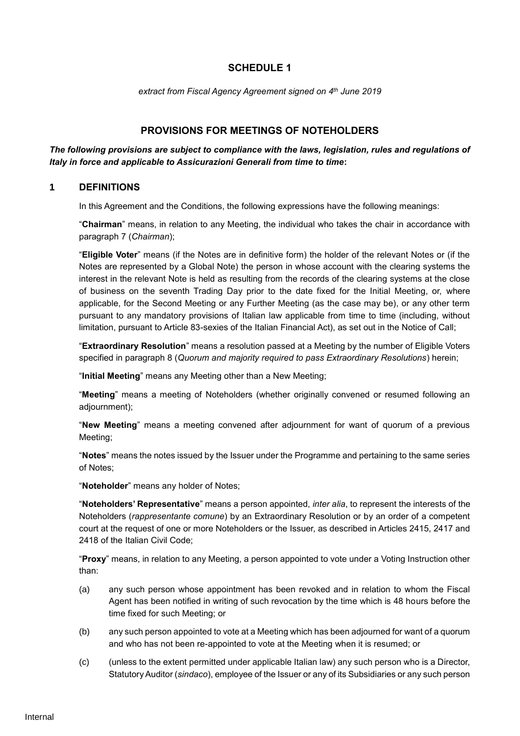# SCHEDULE 1

*extract from Fiscal Agency Agreement signed on 4th June 2019*

## PROVISIONS FOR MEETINGS OF NOTEHOLDERS

***The following provisions are subject to compliance with the laws, legislation, rules and regulations of Italy in force and applicable to Assicurazioni Generali from time to time*:**

### 1 DEFINITIONS

In this Agreement and the Conditions, the following expressions have the following meanings:

"**Chairman**" means, in relation to any Meeting, the individual who takes the chair in accordance with paragraph 7 (*Chairman*);

"**Eligible Voter**" means (if the Notes are in definitive form) the holder of the relevant Notes or (if the Notes are represented by a Global Note) the person in whose account with the clearing systems the interest in the relevant Note is held as resulting from the records of the clearing systems at the close of business on the seventh Trading Day prior to the date fixed for the Initial Meeting, or, where applicable, for the Second Meeting or any Further Meeting (as the case may be), or any other term pursuant to any mandatory provisions of Italian law applicable from time to time (including, without limitation, pursuant to Article 83-sexies of the Italian Financial Act), as set out in the Notice of Call;

"**Extraordinary Resolution**" means a resolution passed at a Meeting by the number of Eligible Voters specified in paragraph 8 (*Quorum and majority required to pass Extraordinary Resolutions*) herein;

"**Initial Meeting**" means any Meeting other than a New Meeting;

"**Meeting**" means a meeting of Noteholders (whether originally convened or resumed following an adjournment);

"**New Meeting**" means a meeting convened after adjournment for want of quorum of a previous Meeting;

"**Notes**" means the notes issued by the Issuer under the Programme and pertaining to the same series of Notes;

"**Noteholder**" means any holder of Notes;

"**Noteholders' Representative**" means a person appointed, *inter alia*, to represent the interests of the Noteholders (*rappresentante comune*) by an Extraordinary Resolution or by an order of a competent court at the request of one or more Noteholders or the Issuer, as described in Articles 2415, 2417 and 2418 of the Italian Civil Code;

"**Proxy**" means, in relation to any Meeting, a person appointed to vote under a Voting Instruction other than:

(a) any such person whose appointment has been revoked and in relation to whom the Fiscal Agent has been notified in writing of such revocation by the time which is 48 hours before the time fixed for such Meeting; or

(b) any such person appointed to vote at a Meeting which has been adjourned for want of a quorum and who has not been re-appointed to vote at the Meeting when it is resumed; or

(c) (unless to the extent permitted under applicable Italian law) any such person who is a Director, Statutory Auditor (*sindaco*), employee of the Issuer or any of its Subsidiaries or any such person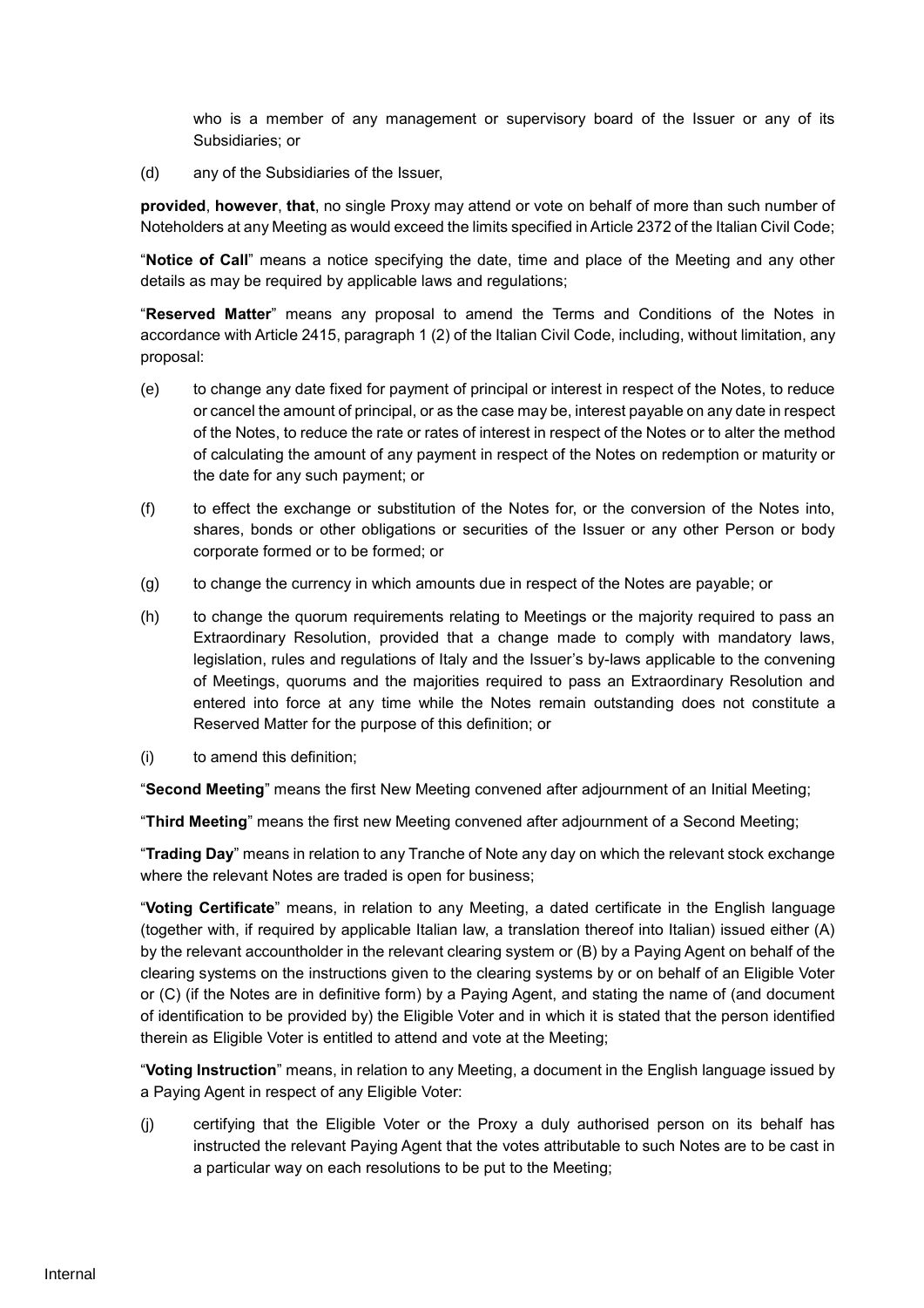who is a member of any management or supervisory board of the Issuer or any of its Subsidiaries; or

(d) any of the Subsidiaries of the Issuer,

**provided**, **however**, **that**, no single Proxy may attend or vote on behalf of more than such number of Noteholders at any Meeting as would exceed the limits specified in Article 2372 of the Italian Civil Code;

"**Notice of Call**" means a notice specifying the date, time and place of the Meeting and any other details as may be required by applicable laws and regulations;

"**Reserved Matter**" means any proposal to amend the Terms and Conditions of the Notes in accordance with Article 2415, paragraph 1 (2) of the Italian Civil Code, including, without limitation, any proposal:

(e) to change any date fixed for payment of principal or interest in respect of the Notes, to reduce or cancel the amount of principal, or as the case may be, interest payable on any date in respect of the Notes, to reduce the rate or rates of interest in respect of the Notes or to alter the method of calculating the amount of any payment in respect of the Notes on redemption or maturity or the date for any such payment; or

(f) to effect the exchange or substitution of the Notes for, or the conversion of the Notes into, shares, bonds or other obligations or securities of the Issuer or any other Person or body corporate formed or to be formed; or

(g) to change the currency in which amounts due in respect of the Notes are payable; or

(h) to change the quorum requirements relating to Meetings or the majority required to pass an Extraordinary Resolution, provided that a change made to comply with mandatory laws, legislation, rules and regulations of Italy and the Issuer's by-laws applicable to the convening of Meetings, quorums and the majorities required to pass an Extraordinary Resolution and entered into force at any time while the Notes remain outstanding does not constitute a Reserved Matter for the purpose of this definition; or

(i) to amend this definition;

"**Second Meeting**" means the first New Meeting convened after adjournment of an Initial Meeting;

"**Third Meeting**" means the first new Meeting convened after adjournment of a Second Meeting;

"**Trading Day**" means in relation to any Tranche of Note any day on which the relevant stock exchange where the relevant Notes are traded is open for business;

"**Voting Certificate**" means, in relation to any Meeting, a dated certificate in the English language (together with, if required by applicable Italian law, a translation thereof into Italian) issued either (A) by the relevant accountholder in the relevant clearing system or (B) by a Paying Agent on behalf of the clearing systems on the instructions given to the clearing systems by or on behalf of an Eligible Voter or (C) (if the Notes are in definitive form) by a Paying Agent, and stating the name of (and document of identification to be provided by) the Eligible Voter and in which it is stated that the person identified therein as Eligible Voter is entitled to attend and vote at the Meeting;

"**Voting Instruction**" means, in relation to any Meeting, a document in the English language issued by a Paying Agent in respect of any Eligible Voter:

(j) certifying that the Eligible Voter or the Proxy a duly authorised person on its behalf has instructed the relevant Paying Agent that the votes attributable to such Notes are to be cast in a particular way on each resolutions to be put to the Meeting;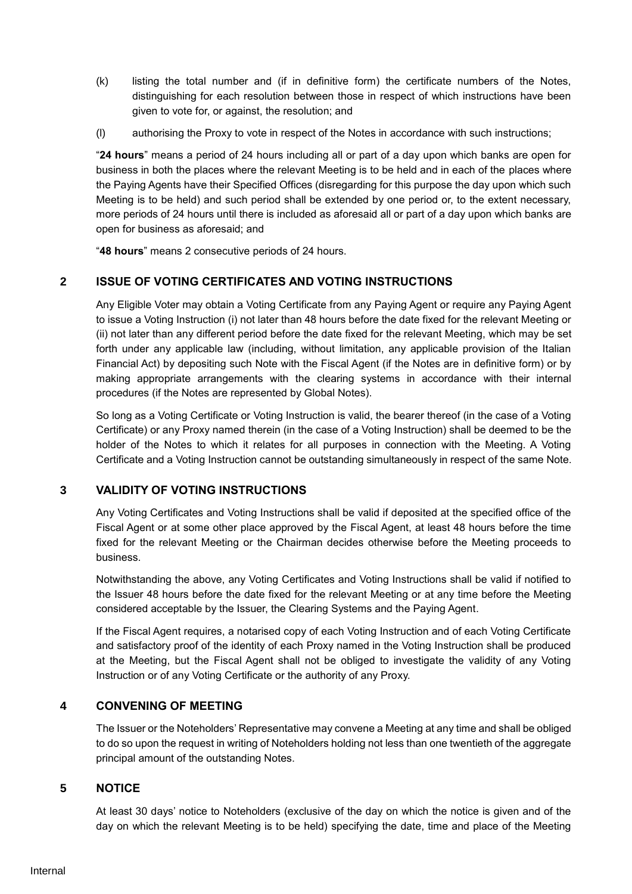(k) listing the total number and (if in definitive form) the certificate numbers of the Notes, distinguishing for each resolution between those in respect of which instructions have been given to vote for, or against, the resolution; and

(l) authorising the Proxy to vote in respect of the Notes in accordance with such instructions;

"**24 hours**" means a period of 24 hours including all or part of a day upon which banks are open for business in both the places where the relevant Meeting is to be held and in each of the places where the Paying Agents have their Specified Offices (disregarding for this purpose the day upon which such Meeting is to be held) and such period shall be extended by one period or, to the extent necessary, more periods of 24 hours until there is included as aforesaid all or part of a day upon which banks are open for business as aforesaid; and

"**48 hours**" means 2 consecutive periods of 24 hours.

## 2 ISSUE OF VOTING CERTIFICATES AND VOTING INSTRUCTIONS

Any Eligible Voter may obtain a Voting Certificate from any Paying Agent or require any Paying Agent to issue a Voting Instruction (i) not later than 48 hours before the date fixed for the relevant Meeting or (ii) not later than any different period before the date fixed for the relevant Meeting, which may be set forth under any applicable law (including, without limitation, any applicable provision of the Italian Financial Act) by depositing such Note with the Fiscal Agent (if the Notes are in definitive form) or by making appropriate arrangements with the clearing systems in accordance with their internal procedures (if the Notes are represented by Global Notes).

So long as a Voting Certificate or Voting Instruction is valid, the bearer thereof (in the case of a Voting Certificate) or any Proxy named therein (in the case of a Voting Instruction) shall be deemed to be the holder of the Notes to which it relates for all purposes in connection with the Meeting. A Voting Certificate and a Voting Instruction cannot be outstanding simultaneously in respect of the same Note.

## 3 VALIDITY OF VOTING INSTRUCTIONS

Any Voting Certificates and Voting Instructions shall be valid if deposited at the specified office of the Fiscal Agent or at some other place approved by the Fiscal Agent, at least 48 hours before the time fixed for the relevant Meeting or the Chairman decides otherwise before the Meeting proceeds to business.

Notwithstanding the above, any Voting Certificates and Voting Instructions shall be valid if notified to the Issuer 48 hours before the date fixed for the relevant Meeting or at any time before the Meeting considered acceptable by the Issuer, the Clearing Systems and the Paying Agent.

If the Fiscal Agent requires, a notarised copy of each Voting Instruction and of each Voting Certificate and satisfactory proof of the identity of each Proxy named in the Voting Instruction shall be produced at the Meeting, but the Fiscal Agent shall not be obliged to investigate the validity of any Voting Instruction or of any Voting Certificate or the authority of any Proxy.

## 4 CONVENING OF MEETING

The Issuer or the Noteholders' Representative may convene a Meeting at any time and shall be obliged to do so upon the request in writing of Noteholders holding not less than one twentieth of the aggregate principal amount of the outstanding Notes.

## 5 NOTICE

At least 30 days' notice to Noteholders (exclusive of the day on which the notice is given and of the day on which the relevant Meeting is to be held) specifying the date, time and place of the Meeting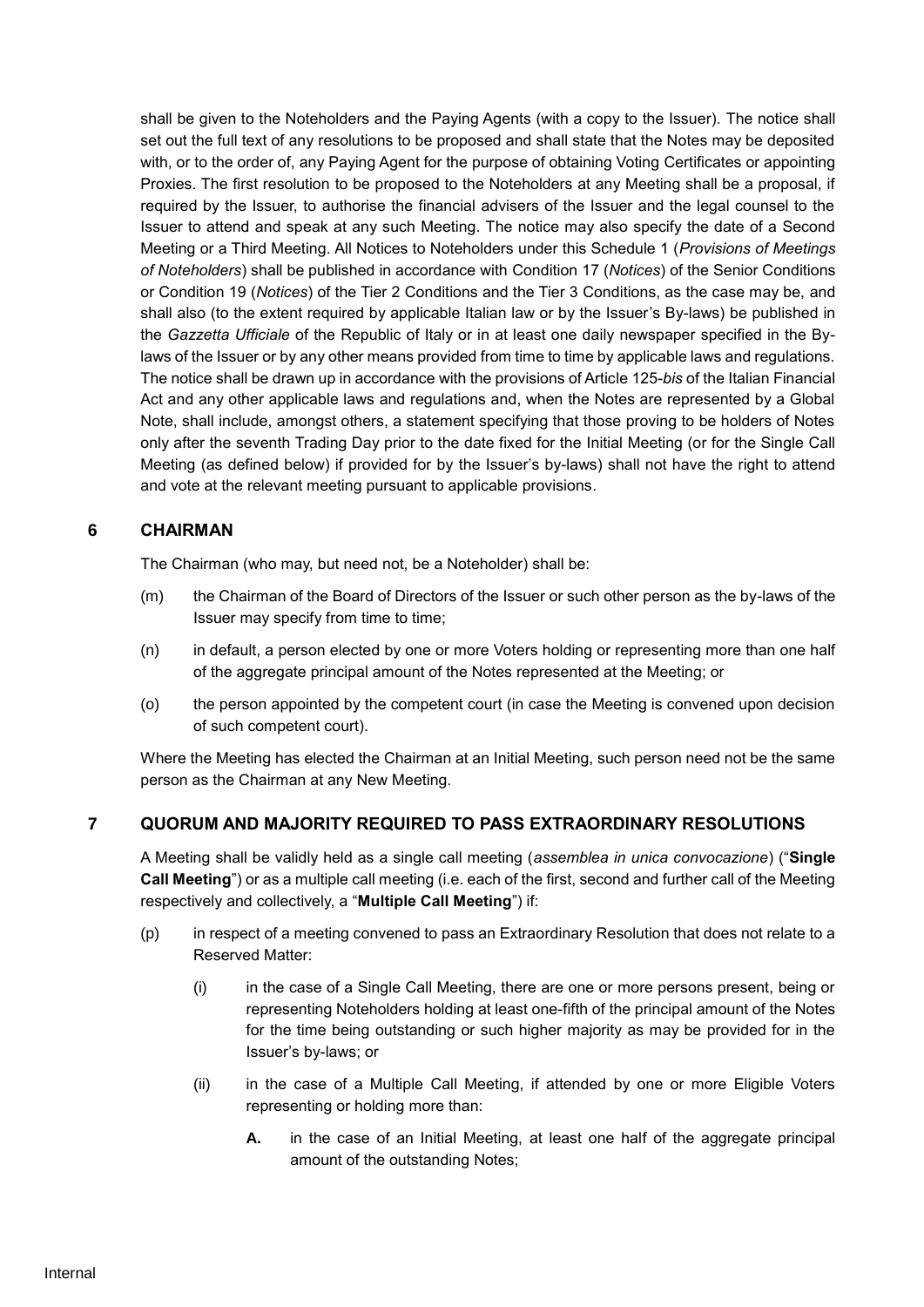shall be given to the Noteholders and the Paying Agents (with a copy to the Issuer). The notice shall set out the full text of any resolutions to be proposed and shall state that the Notes may be deposited with, or to the order of, any Paying Agent for the purpose of obtaining Voting Certificates or appointing Proxies. The first resolution to be proposed to the Noteholders at any Meeting shall be a proposal, if required by the Issuer, to authorise the financial advisers of the Issuer and the legal counsel to the Issuer to attend and speak at any such Meeting. The notice may also specify the date of a Second Meeting or a Third Meeting. All Notices to Noteholders under this Schedule 1 (*Provisions of Meetings of Noteholders*) shall be published in accordance with Condition 17 (*Notices*) of the Senior Conditions or Condition 19 (*Notices*) of the Tier 2 Conditions and the Tier 3 Conditions, as the case may be, and shall also (to the extent required by applicable Italian law or by the Issuer's By-laws) be published in the *Gazzetta Ufficiale* of the Republic of Italy or in at least one daily newspaper specified in the By-laws of the Issuer or by any other means provided from time to time by applicable laws and regulations. The notice shall be drawn up in accordance with the provisions of Article 125-*bis* of the Italian Financial Act and any other applicable laws and regulations and, when the Notes are represented by a Global Note, shall include, amongst others, a statement specifying that those proving to be holders of Notes only after the seventh Trading Day prior to the date fixed for the Initial Meeting (or for the Single Call Meeting (as defined below) if provided for by the Issuer's by-laws) shall not have the right to attend and vote at the relevant meeting pursuant to applicable provisions.

## 6 CHAIRMAN

The Chairman (who may, but need not, be a Noteholder) shall be:

(m) the Chairman of the Board of Directors of the Issuer or such other person as the by-laws of the Issuer may specify from time to time;

(n) in default, a person elected by one or more Voters holding or representing more than one half of the aggregate principal amount of the Notes represented at the Meeting; or

(o) the person appointed by the competent court (in case the Meeting is convened upon decision of such competent court).

Where the Meeting has elected the Chairman at an Initial Meeting, such person need not be the same person as the Chairman at any New Meeting.

## 7 QUORUM AND MAJORITY REQUIRED TO PASS EXTRAORDINARY RESOLUTIONS

A Meeting shall be validly held as a single call meeting (*assemblea in unica convocazione*) ("**Single Call Meeting**") or as a multiple call meeting (i.e. each of the first, second and further call of the Meeting respectively and collectively, a "**Multiple Call Meeting**") if:

(p) in respect of a meeting convened to pass an Extraordinary Resolution that does not relate to a Reserved Matter:

(i) in the case of a Single Call Meeting, there are one or more persons present, being or representing Noteholders holding at least one-fifth of the principal amount of the Notes for the time being outstanding or such higher majority as may be provided for in the Issuer's by-laws; or

(ii) in the case of a Multiple Call Meeting, if attended by one or more Eligible Voters representing or holding more than:

**A.** in the case of an Initial Meeting, at least one half of the aggregate principal amount of the outstanding Notes;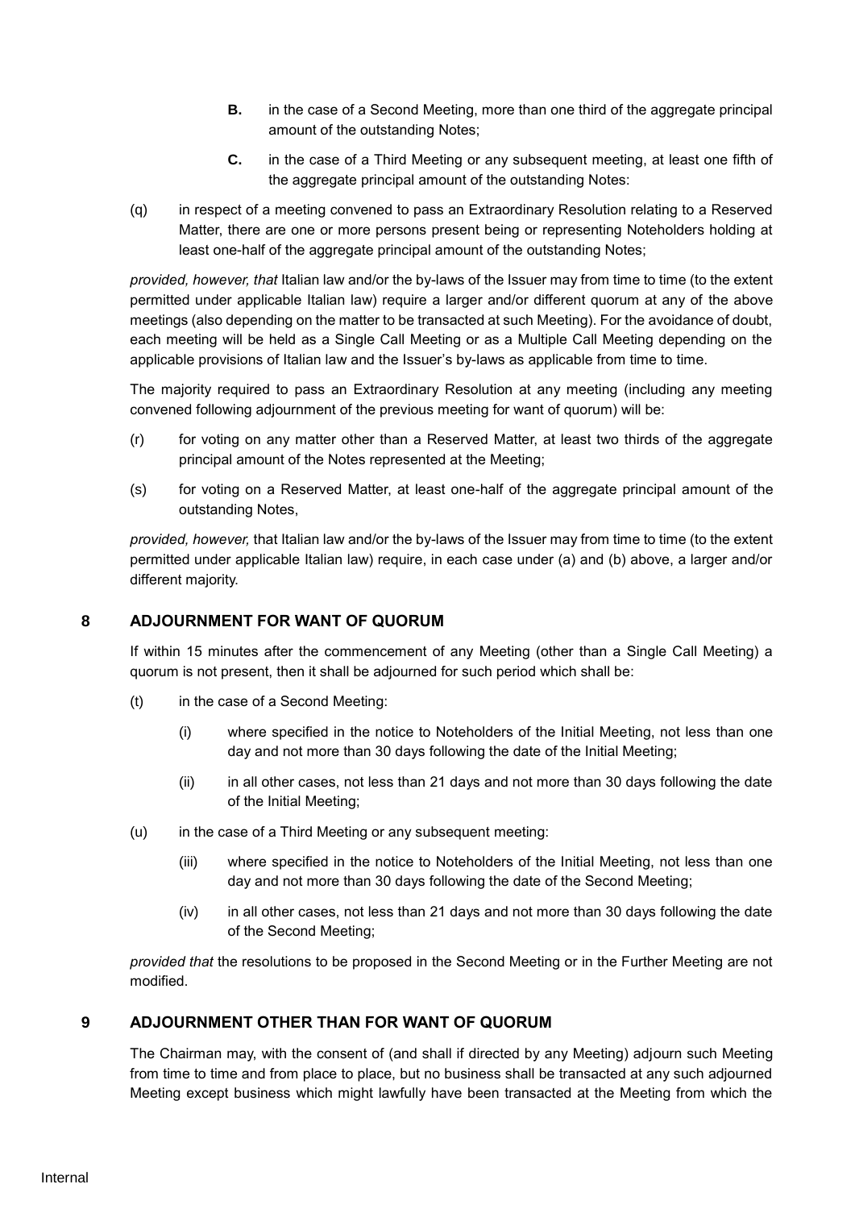- **B.** in the case of a Second Meeting, more than one third of the aggregate principal amount of the outstanding Notes;

- **C.** in the case of a Third Meeting or any subsequent meeting, at least one fifth of the aggregate principal amount of the outstanding Notes:

(q) in respect of a meeting convened to pass an Extraordinary Resolution relating to a Reserved Matter, there are one or more persons present being or representing Noteholders holding at least one-half of the aggregate principal amount of the outstanding Notes;

*provided, however, that* Italian law and/or the by-laws of the Issuer may from time to time (to the extent permitted under applicable Italian law) require a larger and/or different quorum at any of the above meetings (also depending on the matter to be transacted at such Meeting). For the avoidance of doubt, each meeting will be held as a Single Call Meeting or as a Multiple Call Meeting depending on the applicable provisions of Italian law and the Issuer's by-laws as applicable from time to time.

The majority required to pass an Extraordinary Resolution at any meeting (including any meeting convened following adjournment of the previous meeting for want of quorum) will be:

(r) for voting on any matter other than a Reserved Matter, at least two thirds of the aggregate principal amount of the Notes represented at the Meeting;

(s) for voting on a Reserved Matter, at least one-half of the aggregate principal amount of the outstanding Notes,

*provided, however,* that Italian law and/or the by-laws of the Issuer may from time to time (to the extent permitted under applicable Italian law) require, in each case under (a) and (b) above, a larger and/or different majority.

## 8 ADJOURNMENT FOR WANT OF QUORUM

If within 15 minutes after the commencement of any Meeting (other than a Single Call Meeting) a quorum is not present, then it shall be adjourned for such period which shall be:

(t) in the case of a Second Meeting:

  (i) where specified in the notice to Noteholders of the Initial Meeting, not less than one day and not more than 30 days following the date of the Initial Meeting;

  (ii) in all other cases, not less than 21 days and not more than 30 days following the date of the Initial Meeting;

(u) in the case of a Third Meeting or any subsequent meeting:

  (iii) where specified in the notice to Noteholders of the Initial Meeting, not less than one day and not more than 30 days following the date of the Second Meeting;

  (iv) in all other cases, not less than 21 days and not more than 30 days following the date of the Second Meeting;

*provided that* the resolutions to be proposed in the Second Meeting or in the Further Meeting are not modified.

## 9 ADJOURNMENT OTHER THAN FOR WANT OF QUORUM

The Chairman may, with the consent of (and shall if directed by any Meeting) adjourn such Meeting from time to time and from place to place, but no business shall be transacted at any such adjourned Meeting except business which might lawfully have been transacted at the Meeting from which the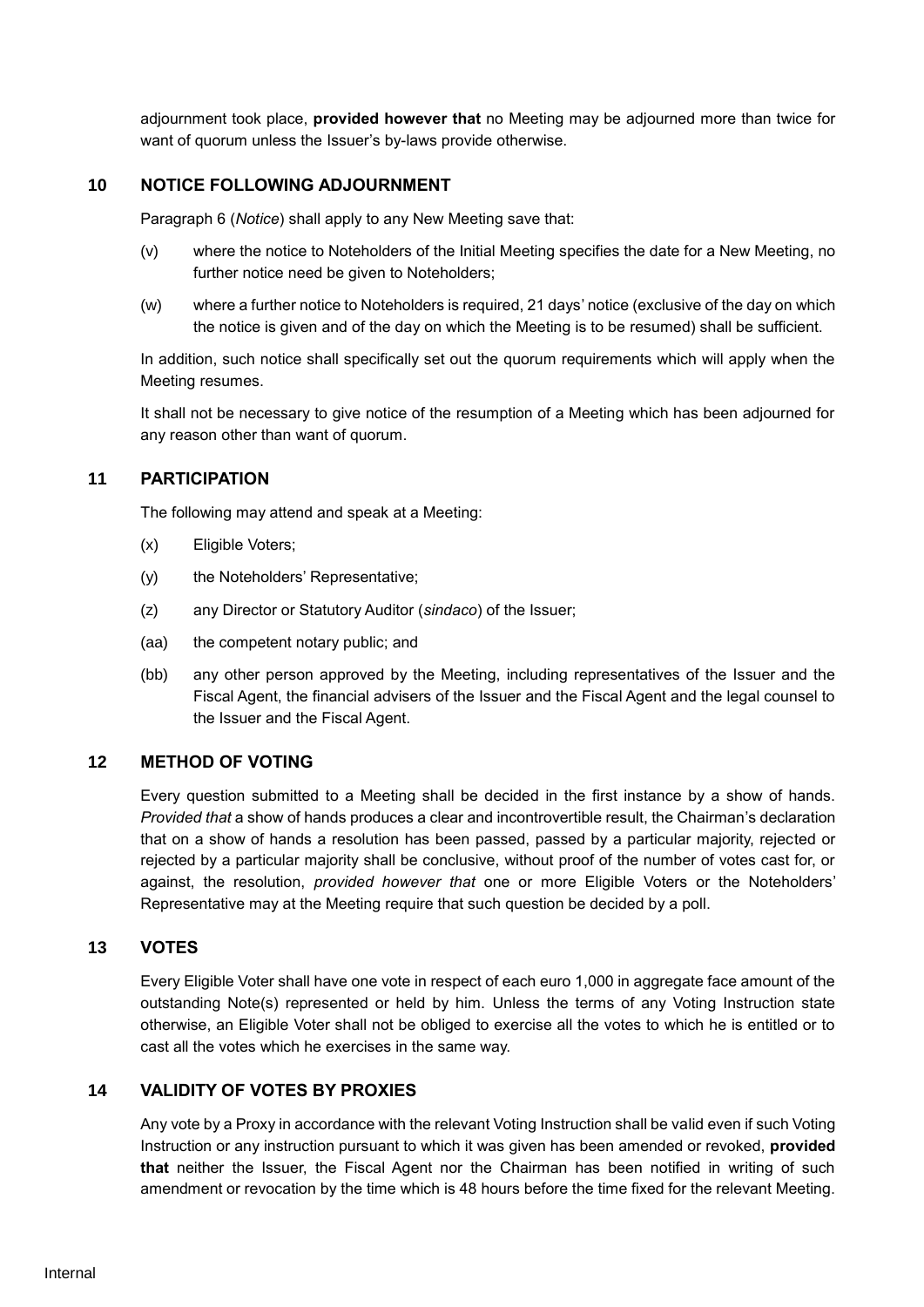adjournment took place, **provided however that** no Meeting may be adjourned more than twice for want of quorum unless the Issuer's by-laws provide otherwise.

## 10 NOTICE FOLLOWING ADJOURNMENT

Paragraph 6 (*Notice*) shall apply to any New Meeting save that:

(v) where the notice to Noteholders of the Initial Meeting specifies the date for a New Meeting, no further notice need be given to Noteholders;

(w) where a further notice to Noteholders is required, 21 days' notice (exclusive of the day on which the notice is given and of the day on which the Meeting is to be resumed) shall be sufficient.

In addition, such notice shall specifically set out the quorum requirements which will apply when the Meeting resumes.

It shall not be necessary to give notice of the resumption of a Meeting which has been adjourned for any reason other than want of quorum.

## 11 PARTICIPATION

The following may attend and speak at a Meeting:

(x) Eligible Voters;

(y) the Noteholders' Representative;

(z) any Director or Statutory Auditor (*sindaco*) of the Issuer;

(aa) the competent notary public; and

(bb) any other person approved by the Meeting, including representatives of the Issuer and the Fiscal Agent, the financial advisers of the Issuer and the Fiscal Agent and the legal counsel to the Issuer and the Fiscal Agent.

## 12 METHOD OF VOTING

Every question submitted to a Meeting shall be decided in the first instance by a show of hands. *Provided that* a show of hands produces a clear and incontrovertible result, the Chairman's declaration that on a show of hands a resolution has been passed, passed by a particular majority, rejected or rejected by a particular majority shall be conclusive, without proof of the number of votes cast for, or against, the resolution, *provided however that* one or more Eligible Voters or the Noteholders' Representative may at the Meeting require that such question be decided by a poll.

## 13 VOTES

Every Eligible Voter shall have one vote in respect of each euro 1,000 in aggregate face amount of the outstanding Note(s) represented or held by him. Unless the terms of any Voting Instruction state otherwise, an Eligible Voter shall not be obliged to exercise all the votes to which he is entitled or to cast all the votes which he exercises in the same way.

## 14 VALIDITY OF VOTES BY PROXIES

Any vote by a Proxy in accordance with the relevant Voting Instruction shall be valid even if such Voting Instruction or any instruction pursuant to which it was given has been amended or revoked, **provided that** neither the Issuer, the Fiscal Agent nor the Chairman has been notified in writing of such amendment or revocation by the time which is 48 hours before the time fixed for the relevant Meeting.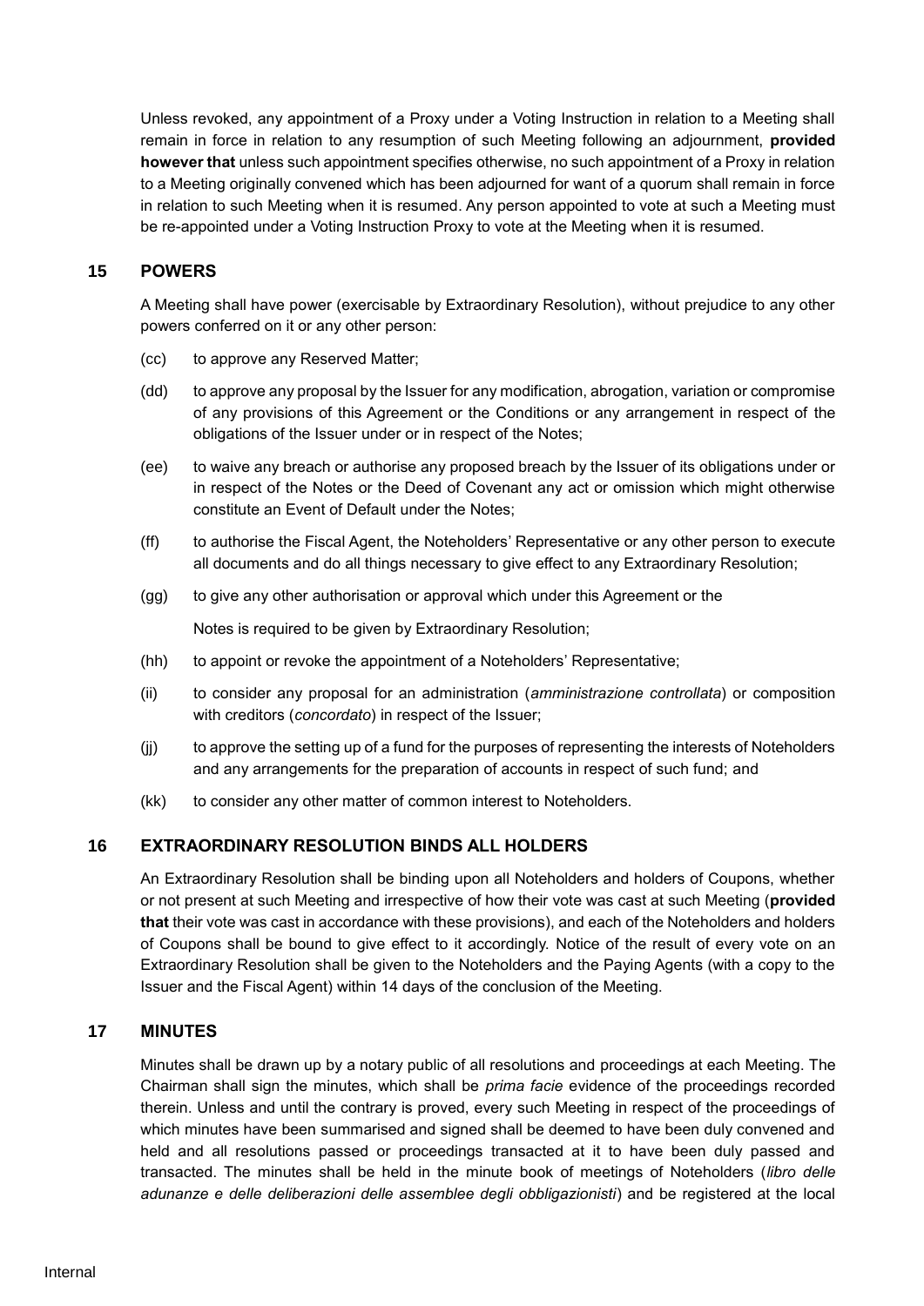Unless revoked, any appointment of a Proxy under a Voting Instruction in relation to a Meeting shall remain in force in relation to any resumption of such Meeting following an adjournment, **provided however that** unless such appointment specifies otherwise, no such appointment of a Proxy in relation to a Meeting originally convened which has been adjourned for want of a quorum shall remain in force in relation to such Meeting when it is resumed. Any person appointed to vote at such a Meeting must be re-appointed under a Voting Instruction Proxy to vote at the Meeting when it is resumed.

## 15 POWERS

A Meeting shall have power (exercisable by Extraordinary Resolution), without prejudice to any other powers conferred on it or any other person:

(cc) to approve any Reserved Matter;

(dd) to approve any proposal by the Issuer for any modification, abrogation, variation or compromise of any provisions of this Agreement or the Conditions or any arrangement in respect of the obligations of the Issuer under or in respect of the Notes;

(ee) to waive any breach or authorise any proposed breach by the Issuer of its obligations under or in respect of the Notes or the Deed of Covenant any act or omission which might otherwise constitute an Event of Default under the Notes;

(ff) to authorise the Fiscal Agent, the Noteholders' Representative or any other person to execute all documents and do all things necessary to give effect to any Extraordinary Resolution;

(gg) to give any other authorisation or approval which under this Agreement or the

Notes is required to be given by Extraordinary Resolution;

(hh) to appoint or revoke the appointment of a Noteholders' Representative;

(ii) to consider any proposal for an administration (*amministrazione controllata*) or composition with creditors (*concordato*) in respect of the Issuer;

(jj) to approve the setting up of a fund for the purposes of representing the interests of Noteholders and any arrangements for the preparation of accounts in respect of such fund; and

(kk) to consider any other matter of common interest to Noteholders.

## 16 EXTRAORDINARY RESOLUTION BINDS ALL HOLDERS

An Extraordinary Resolution shall be binding upon all Noteholders and holders of Coupons, whether or not present at such Meeting and irrespective of how their vote was cast at such Meeting (**provided that** their vote was cast in accordance with these provisions), and each of the Noteholders and holders of Coupons shall be bound to give effect to it accordingly. Notice of the result of every vote on an Extraordinary Resolution shall be given to the Noteholders and the Paying Agents (with a copy to the Issuer and the Fiscal Agent) within 14 days of the conclusion of the Meeting.

## 17 MINUTES

Minutes shall be drawn up by a notary public of all resolutions and proceedings at each Meeting. The Chairman shall sign the minutes, which shall be *prima facie* evidence of the proceedings recorded therein. Unless and until the contrary is proved, every such Meeting in respect of the proceedings of which minutes have been summarised and signed shall be deemed to have been duly convened and held and all resolutions passed or proceedings transacted at it to have been duly passed and transacted. The minutes shall be held in the minute book of meetings of Noteholders (*libro delle adunanze e delle deliberazioni delle assemblee degli obbligazionisti*) and be registered at the local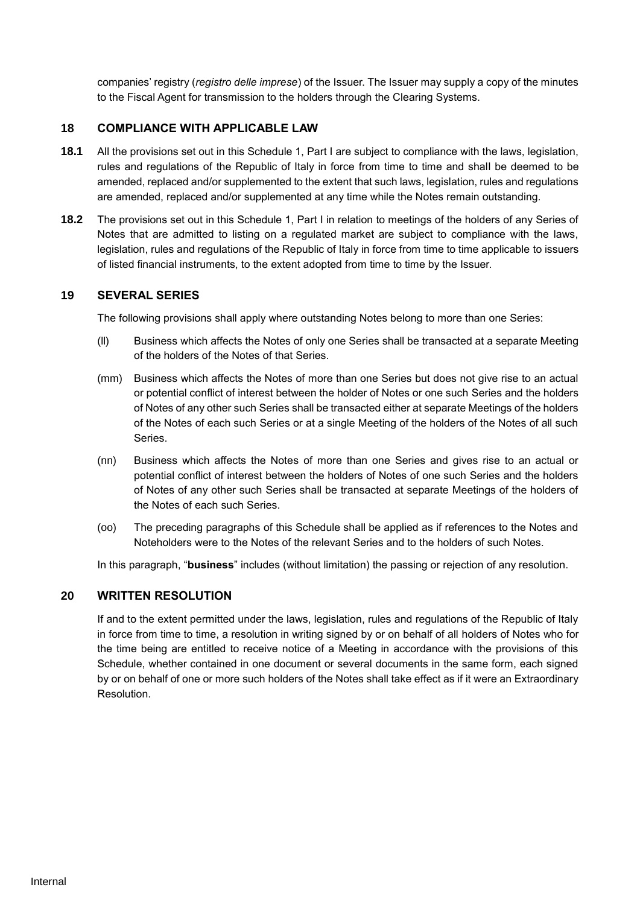companies' registry (*registro delle imprese*) of the Issuer. The Issuer may supply a copy of the minutes to the Fiscal Agent for transmission to the holders through the Clearing Systems.

## 18 COMPLIANCE WITH APPLICABLE LAW

**18.1** All the provisions set out in this Schedule 1, Part I are subject to compliance with the laws, legislation, rules and regulations of the Republic of Italy in force from time to time and shall be deemed to be amended, replaced and/or supplemented to the extent that such laws, legislation, rules and regulations are amended, replaced and/or supplemented at any time while the Notes remain outstanding.

**18.2** The provisions set out in this Schedule 1, Part I in relation to meetings of the holders of any Series of Notes that are admitted to listing on a regulated market are subject to compliance with the laws, legislation, rules and regulations of the Republic of Italy in force from time to time applicable to issuers of listed financial instruments, to the extent adopted from time to time by the Issuer.

## 19 SEVERAL SERIES

The following provisions shall apply where outstanding Notes belong to more than one Series:

(ll) Business which affects the Notes of only one Series shall be transacted at a separate Meeting of the holders of the Notes of that Series.

(mm) Business which affects the Notes of more than one Series but does not give rise to an actual or potential conflict of interest between the holder of Notes or one such Series and the holders of Notes of any other such Series shall be transacted either at separate Meetings of the holders of the Notes of each such Series or at a single Meeting of the holders of the Notes of all such Series.

(nn) Business which affects the Notes of more than one Series and gives rise to an actual or potential conflict of interest between the holders of Notes of one such Series and the holders of Notes of any other such Series shall be transacted at separate Meetings of the holders of the Notes of each such Series.

(oo) The preceding paragraphs of this Schedule shall be applied as if references to the Notes and Noteholders were to the Notes of the relevant Series and to the holders of such Notes.

In this paragraph, "**business**" includes (without limitation) the passing or rejection of any resolution.

## 20 WRITTEN RESOLUTION

If and to the extent permitted under the laws, legislation, rules and regulations of the Republic of Italy in force from time to time, a resolution in writing signed by or on behalf of all holders of Notes who for the time being are entitled to receive notice of a Meeting in accordance with the provisions of this Schedule, whether contained in one document or several documents in the same form, each signed by or on behalf of one or more such holders of the Notes shall take effect as if it were an Extraordinary Resolution.

Internal